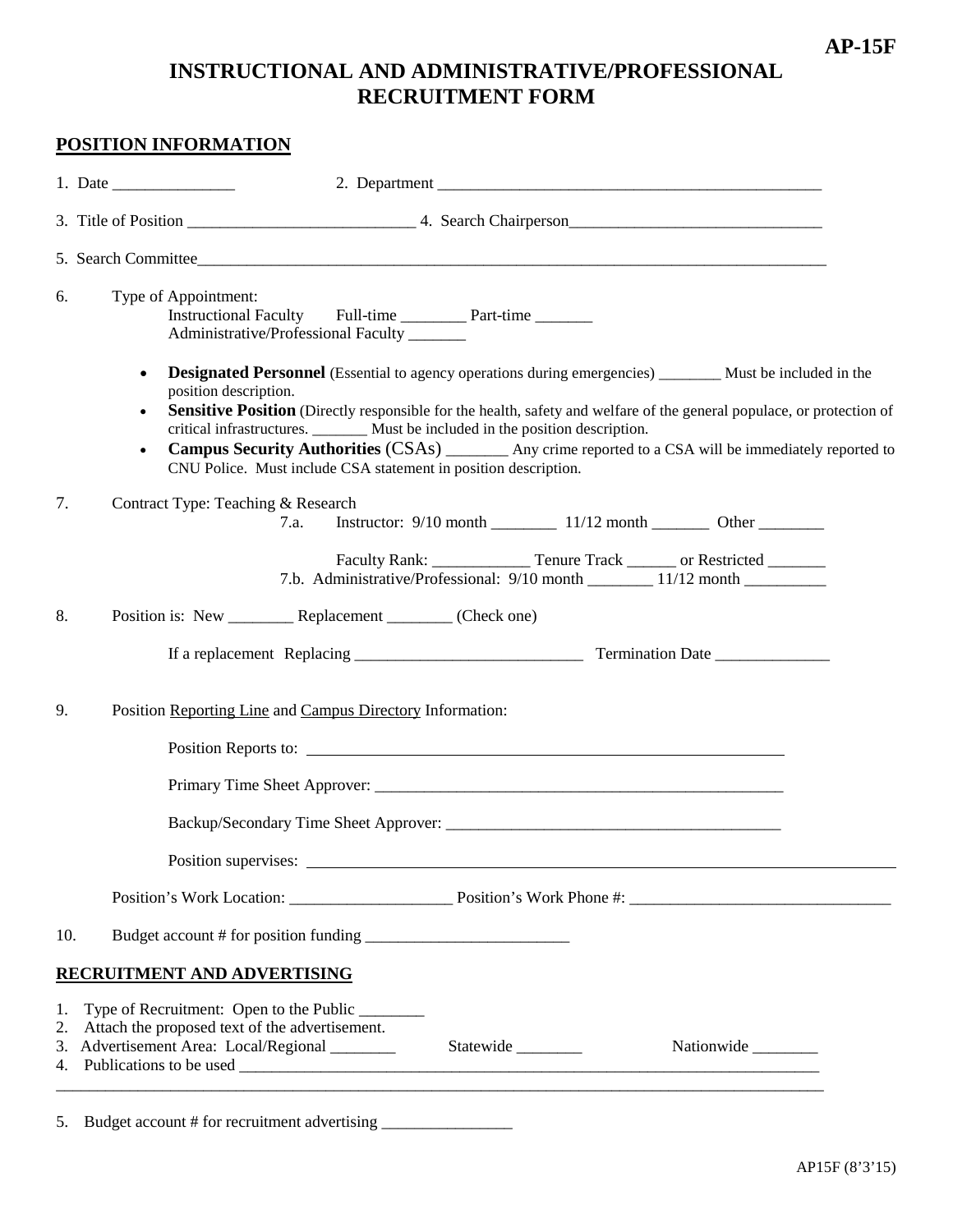**AP-15F**

# INSTRUCTIONAL AND ADMINISTRATIVE/PROFESSIONAL RECRUITMENT FORM

## POSITION INFORMATION

1. Date _______________ 2. Department ________________________________________________

3. Title of Position ___________________________ 4. Search Chairperson_______________________________

5. Search Committee___________________________________________________________________________

6. Type of Appointment:
   Instructional Faculty Full-time ________ Part-time _______
   Administrative/Professional Faculty _______

   - **Designated Personnel** (Essential to agency operations during emergencies) ________ Must be included in the position description.
   - **Sensitive Position** (Directly responsible for the health, safety and welfare of the general populace, or protection of critical infrastructures. _______ Must be included in the position description.
   - **Campus Security Authorities** (CSAs) ________ Any crime reported to a CSA will be immediately reported to CNU Police. Must include CSA statement in position description.

7. Contract Type: Teaching & Research
   7.a. Instructor: 9/10 month ________ 11/12 month _______ Other ________

   Faculty Rank: ____________ Tenure Track ______ or Restricted _______
   7.b. Administrative/Professional: 9/10 month ________ 11/12 month __________

8. Position is: New ________ Replacement ________ (Check one)

   If a replacement Replacing ____________________________ Termination Date ______________

9. Position Reporting Line and Campus Directory Information:

   Position Reports to: ______________________________________________________

   Primary Time Sheet Approver: ____________________________________________________

   Backup/Secondary Time Sheet Approver: __________________________________________

   Position supervises: ______________________________________________________________

   Position's Work Location: ____________________ Position's Work Phone #: ________________________________

10. Budget account # for position funding _________________________

## RECRUITMENT AND ADVERTISING

1. Type of Recruitment: Open to the Public ________
2. Attach the proposed text of the advertisement.
3. Advertisement Area: Local/Regional ________ Statewide ________ Nationwide ________
4. Publications to be used ___________________________________________________________________________
_____________________________________________________________________________________________
5. Budget account # for recruitment advertising ________________

AP15F (8'3'15)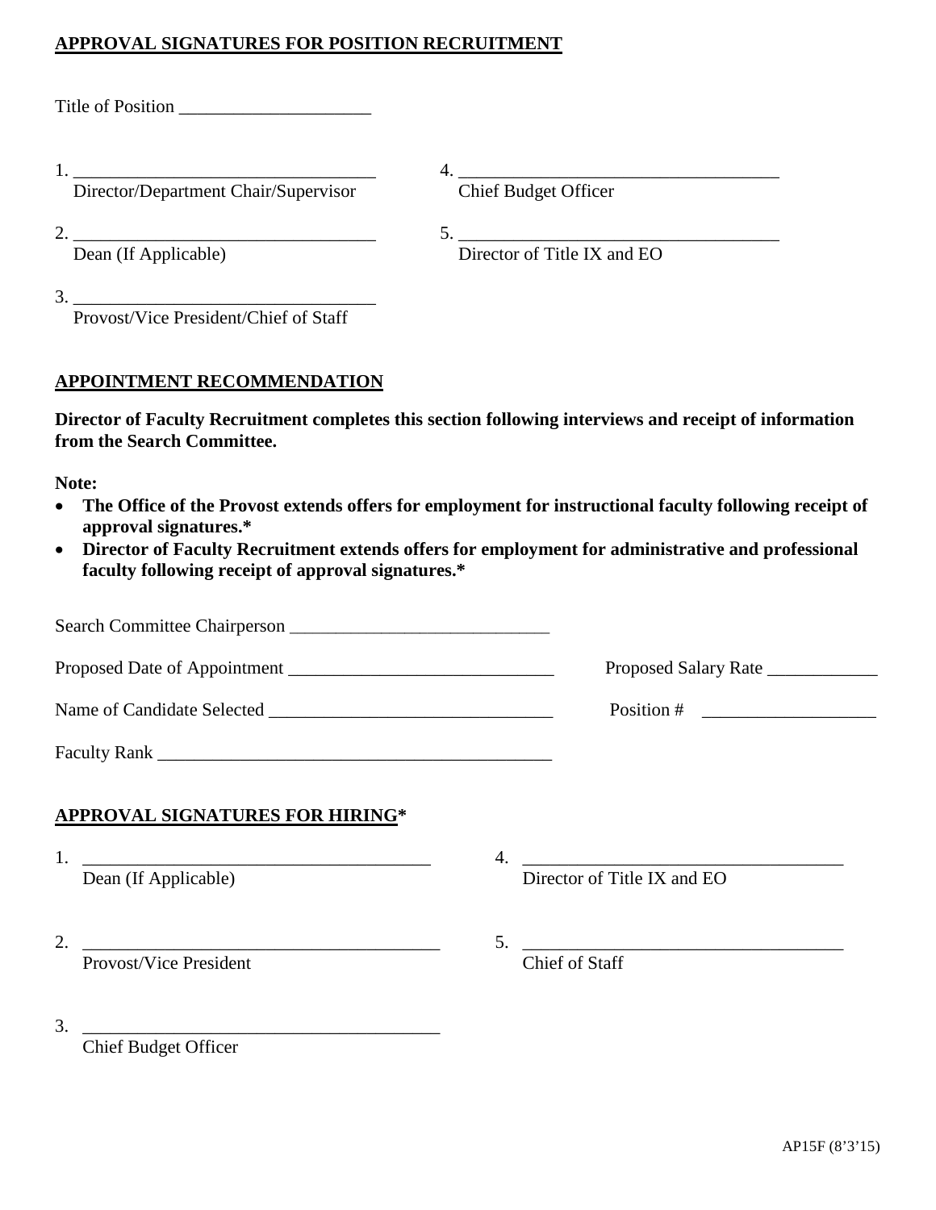## APPROVAL SIGNATURES FOR POSITION RECRUITMENT

Title of Position _____________________

1. _________________________________
   Director/Department Chair/Supervisor

2. _________________________________
   Dean (If Applicable)

3. _________________________________
   Provost/Vice President/Chief of Staff

4. ___________________________________
   Chief Budget Officer

5. ___________________________________
   Director of Title IX and EO

## APPOINTMENT RECOMMENDATION

**Director of Faculty Recruitment completes this section following interviews and receipt of information from the Search Committee.**

**Note:**

- **The Office of the Provost extends offers for employment for instructional faculty following receipt of approval signatures.***
- **Director of Faculty Recruitment extends offers for employment for administrative and professional faculty following receipt of approval signatures.***

Search Committee Chairperson ____________________________

Proposed Date of Appointment _____________________________ Proposed Salary Rate ____________

Name of Candidate Selected _______________________________ Position # ___________________

Faculty Rank ____________________________________________

## APPROVAL SIGNATURES FOR HIRING*

1. ______________________________________
   Dean (If Applicable)

2. _______________________________________
   Provost/Vice President

3. _______________________________________
   Chief Budget Officer

4. ___________________________________
   Director of Title IX and EO

5. ___________________________________
   Chief of Staff

AP15F (8'3'15)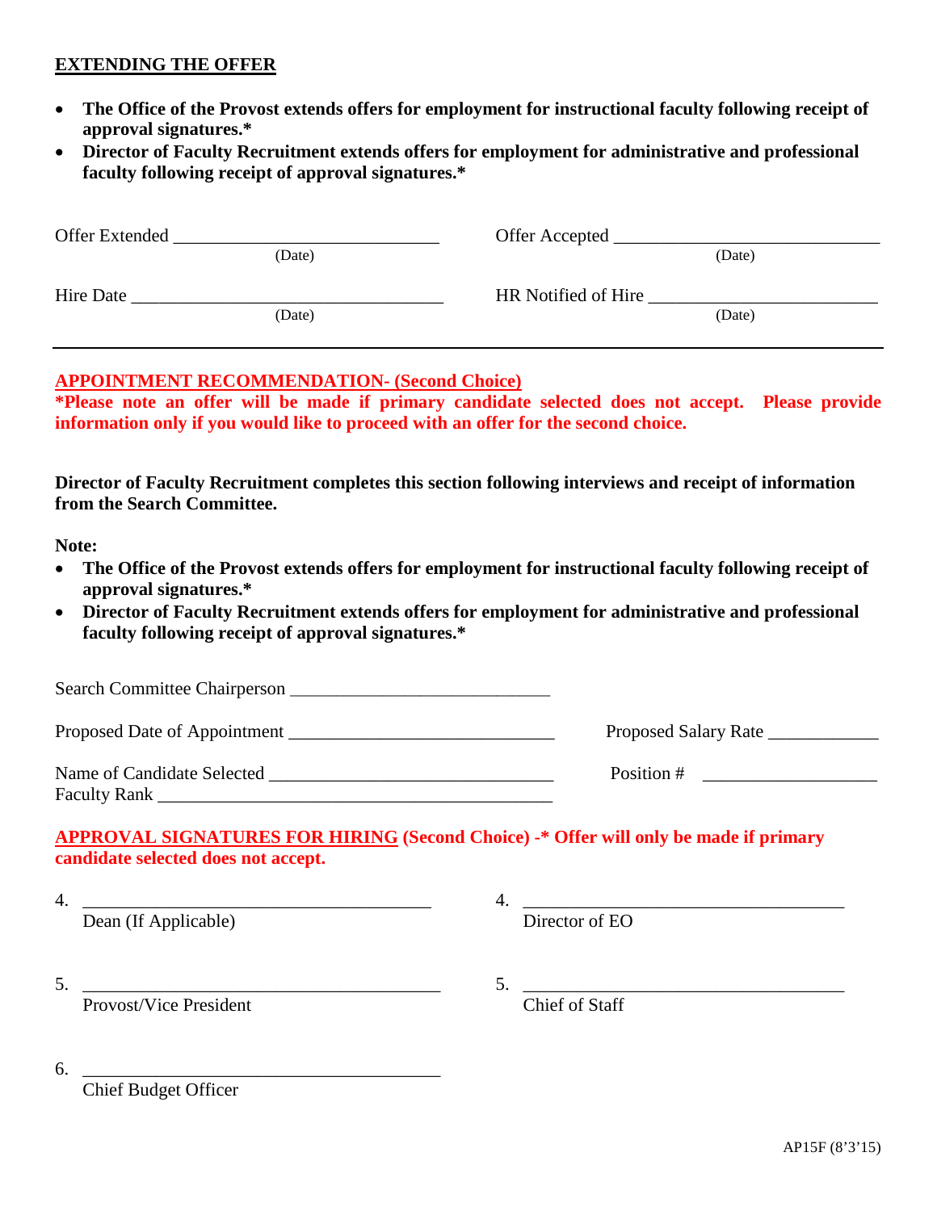## EXTENDING THE OFFER

- **The Office of the Provost extends offers for employment for instructional faculty following receipt of approval signatures.***
- **Director of Faculty Recruitment extends offers for employment for administrative and professional faculty following receipt of approval signatures.***

Offer Extended ______________________________
(Date)

Offer Accepted ______________________________
(Date)

Hire Date ___________________________________
(Date)

HR Notified of Hire __________________________
(Date)

---

## APPOINTMENT RECOMMENDATION- (Second Choice)

**\*Please note an offer will be made if primary candidate selected does not accept. Please provide information only if you would like to proceed with an offer for the second choice.**

**Director of Faculty Recruitment completes this section following interviews and receipt of information from the Search Committee.**

**Note:**

- **The Office of the Provost extends offers for employment for instructional faculty following receipt of approval signatures.***
- **Director of Faculty Recruitment extends offers for employment for administrative and professional faculty following receipt of approval signatures.***

Search Committee Chairperson ____________________________

Proposed Date of Appointment ______________________________ Proposed Salary Rate ____________

Name of Candidate Selected ________________________________ Position # ___________________

Faculty Rank _____________________________________________

## APPROVAL SIGNATURES FOR HIRING (Second Choice) -* Offer will only be made if primary candidate selected does not accept.

4. ________________________________________
Dean (If Applicable)

4. ____________________________________
Director of EO

5. ________________________________________
Provost/Vice President

5. ____________________________________
Chief of Staff

6. ________________________________________
Chief Budget Officer

AP15F (8'3'15)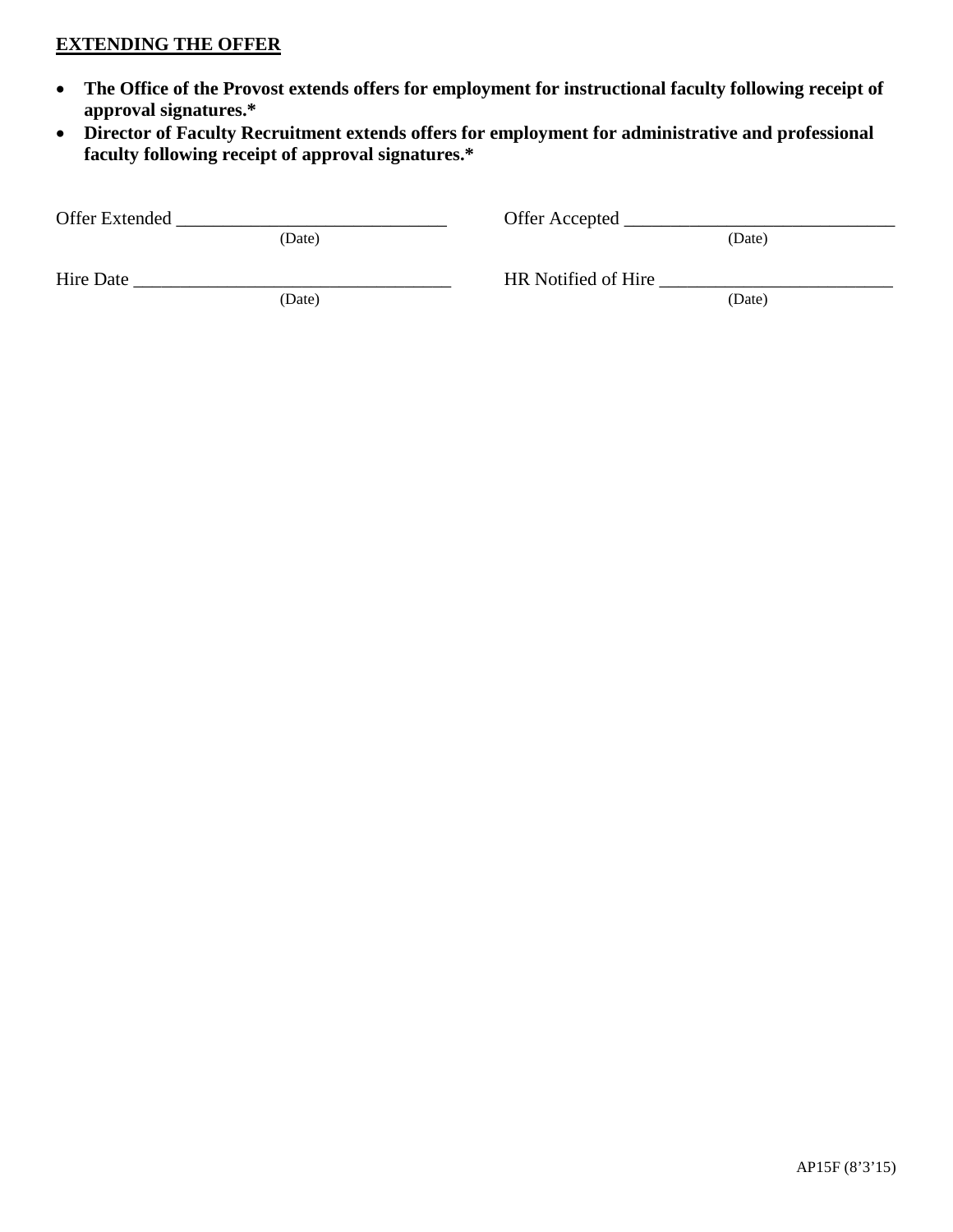**EXTENDING THE OFFER**

- **The Office of the Provost extends offers for employment for instructional faculty following receipt of approval signatures.***
- **Director of Faculty Recruitment extends offers for employment for administrative and professional faculty following receipt of approval signatures.***

Offer Extended ______________________________ (Date)

Offer Accepted ______________________________ (Date)

Hire Date ___________________________________ (Date)

HR Notified of Hire __________________________ (Date)

AP15F (8’3’15)